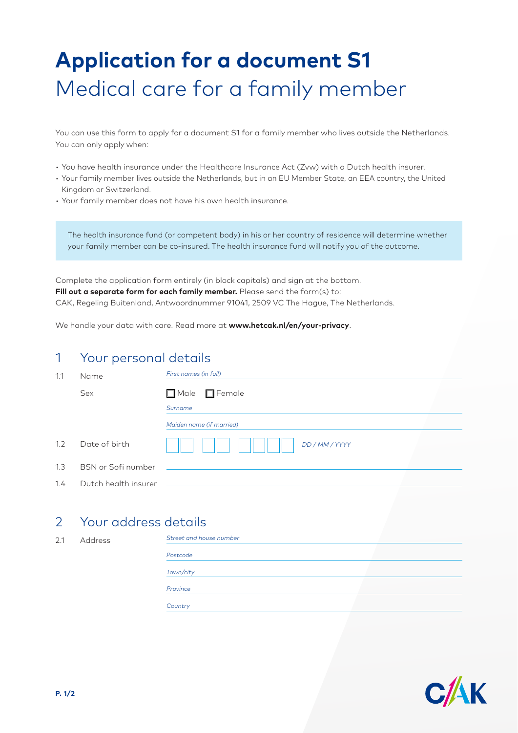# Application for a document S1

## Medical care for a family member

You can use this form to apply for a document S1 for a family member who lives outside the Netherlands. You can only apply when:

- You have health insurance under the Healthcare Insurance Act (Zvw) with a Dutch health insurer.
- Your family member lives outside the Netherlands, but in an EU Member State, an EEA country, the United Kingdom or Switzerland.
- Your family member does not have his own health insurance.

The health insurance fund (or competent body) in his or her country of residence will determine whether your family member can be co-insured. The health insurance fund will notify you of the outcome.

Complete the application form entirely (in block capitals) and sign at the bottom.
**Fill out a separate form for each family member.** Please send the form(s) to:
CAK, Regeling Buitenland, Antwoordnummer 91041, 2509 VC The Hague, The Netherlands.

We handle your data with care. Read more at **www.hetcak.nl/en/your-privacy**.

## 1 Your personal details

1.1 Name — *First names (in full)* ____________________

Sex — ☐ Male ☐ Female

*Surname* ____________________

*Maiden name (if married)* ____________________

1.2 Date of birth — ☐☐ ☐☐ ☐☐☐☐ *DD / MM / YYYY*

1.3 BSN or Sofi number ____________________

1.4 Dutch health insurer ____________________

## 2 Your address details

2.1 Address — *Street and house number* ____________________

*Postcode* ____________________

*Town/city* ____________________

*Province* ____________________

*Country* ____________________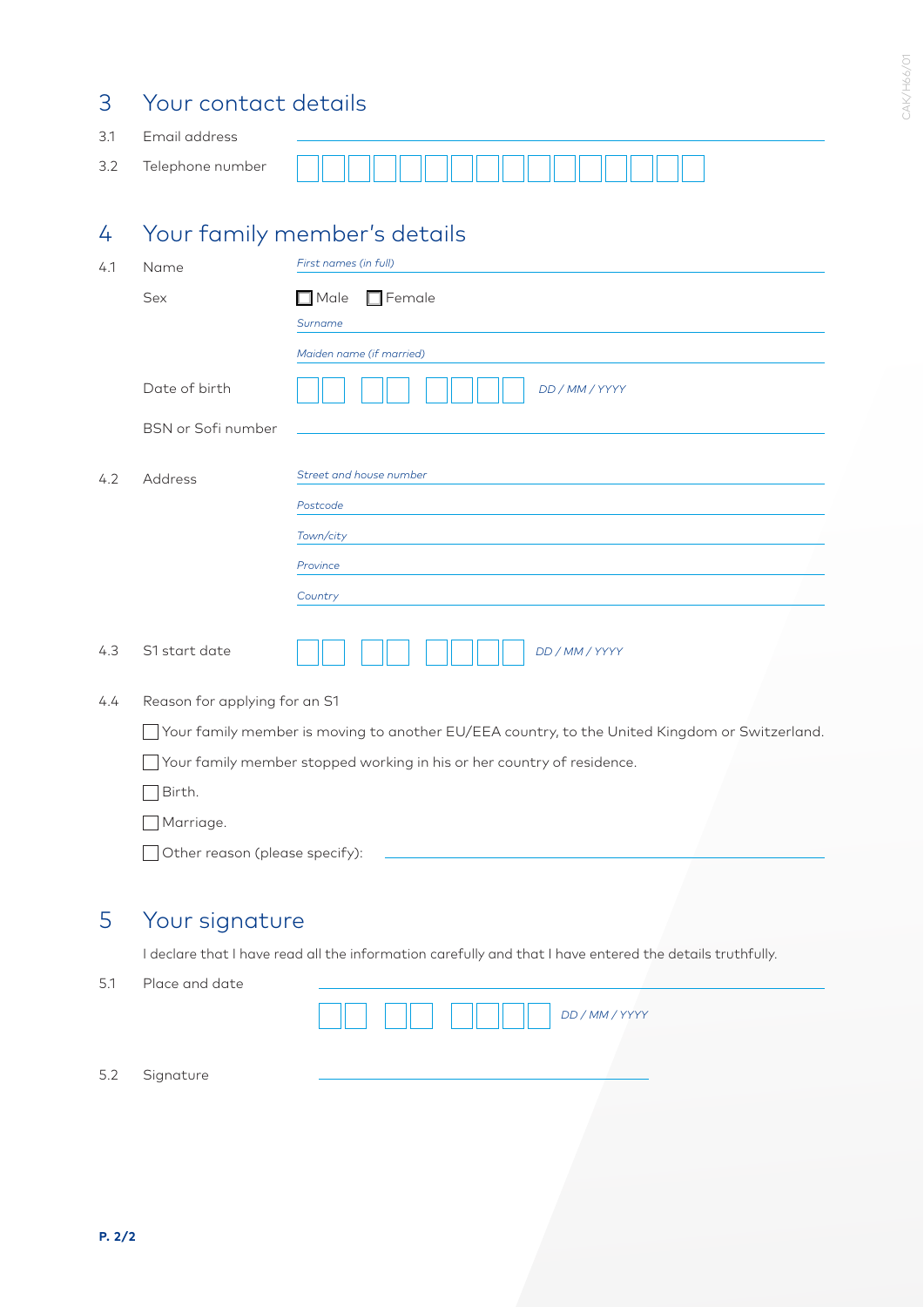## 3 Your contact details

3.1 Email address

3.2 Telephone number

## 4 Your family member's details

4.1 Name

*First names (in full)*

Sex ☐ Male ☐ Female

*Surname*

*Maiden name (if married)*

Date of birth *DD / MM / YYYY*

BSN or Sofi number

4.2 Address

*Street and house number*

*Postcode*

*Town/city*

*Province*

*Country*

4.3 S1 start date *DD / MM / YYYY*

4.4 Reason for applying for an S1

☐ Your family member is moving to another EU/EEA country, to the United Kingdom or Switzerland.

☐ Your family member stopped working in his or her country of residence.

☐ Birth.

☐ Marriage.

☐ Other reason (please specify):

## 5 Your signature

I declare that I have read all the information carefully and that I have entered the details truthfully.

5.1 Place and date

*DD / MM / YYYY*

5.2 Signature